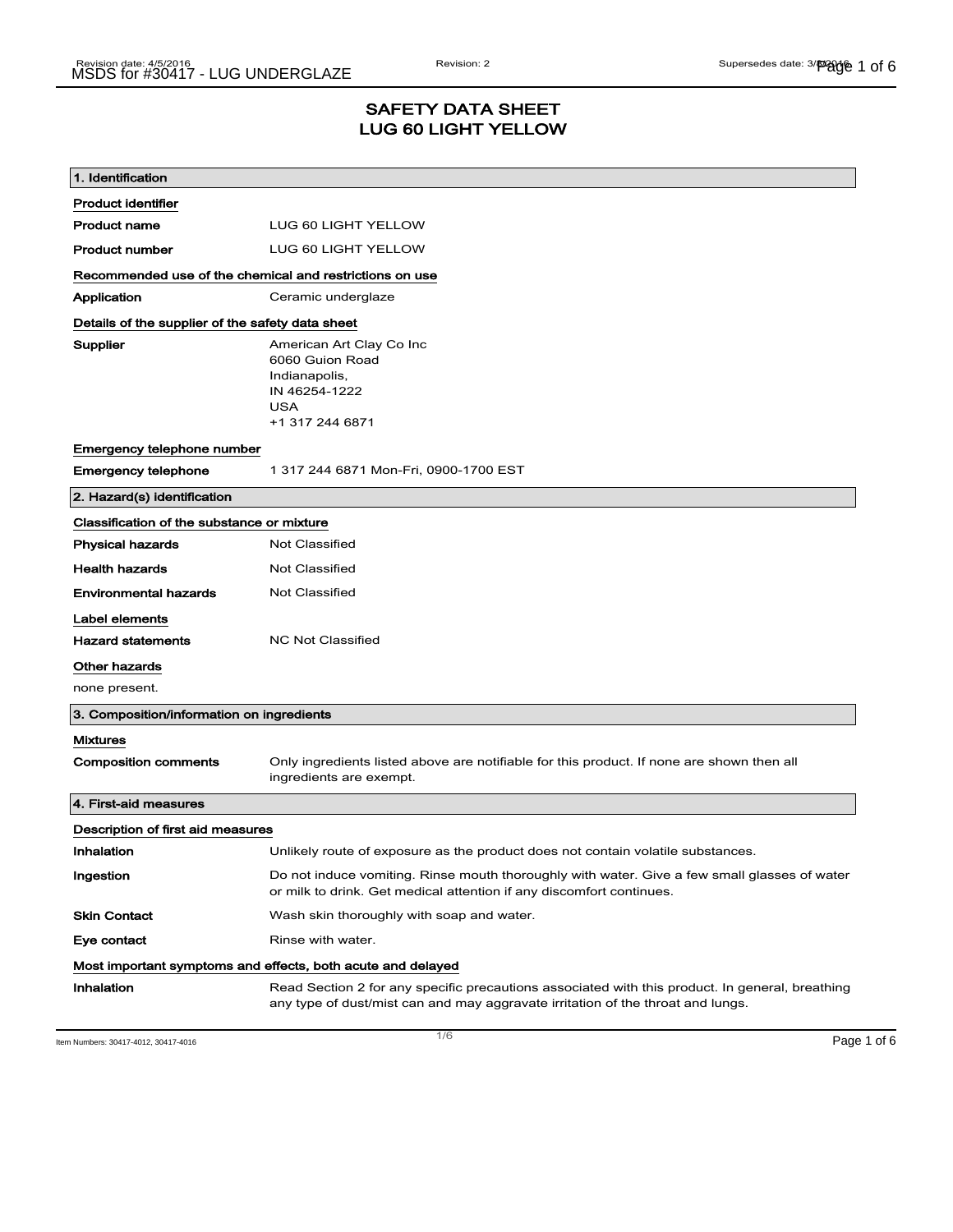# SAFETY DATA SHEET
# LUG 60 LIGHT YELLOW

## 1. Identification

**Product identifier**

| | |
|---|---|
| **Product name** | LUG 60 LIGHT YELLOW |
| **Product number** | LUG 60 LIGHT YELLOW |

**Recommended use of the chemical and restrictions on use**

| | |
|---|---|
| **Application** | Ceramic underglaze |

**Details of the supplier of the safety data sheet**

**Supplier**
American Art Clay Co Inc
6060 Guion Road
Indianapolis,
IN 46254-1222
USA
+1 317 244 6871

**Emergency telephone number**

| | |
|---|---|
| **Emergency telephone** | 1 317 244 6871 Mon-Fri, 0900-1700 EST |

## 2. Hazard(s) identification

**Classification of the substance or mixture**

| | |
|---|---|
| **Physical hazards** | Not Classified |
| **Health hazards** | Not Classified |
| **Environmental hazards** | Not Classified |

**Label elements**

| | |
|---|---|
| **Hazard statements** | NC Not Classified |

**Other hazards**

none present.

## 3. Composition/information on ingredients

**Mixtures**

| | |
|---|---|
| **Composition comments** | Only ingredients listed above are notifiable for this product. If none are shown then all ingredients are exempt. |

## 4. First-aid measures

**Description of first aid measures**

| | |
|---|---|
| **Inhalation** | Unlikely route of exposure as the product does not contain volatile substances. |
| **Ingestion** | Do not induce vomiting. Rinse mouth thoroughly with water. Give a few small glasses of water or milk to drink. Get medical attention if any discomfort continues. |
| **Skin Contact** | Wash skin thoroughly with soap and water. |
| **Eye contact** | Rinse with water. |

**Most important symptoms and effects, both acute and delayed**

| | |
|---|---|
| **Inhalation** | Read Section 2 for any specific precautions associated with this product. In general, breathing any type of dust/mist can and may aggravate irritation of the throat and lungs. |

Item Numbers: 30417-4012, 30417-4016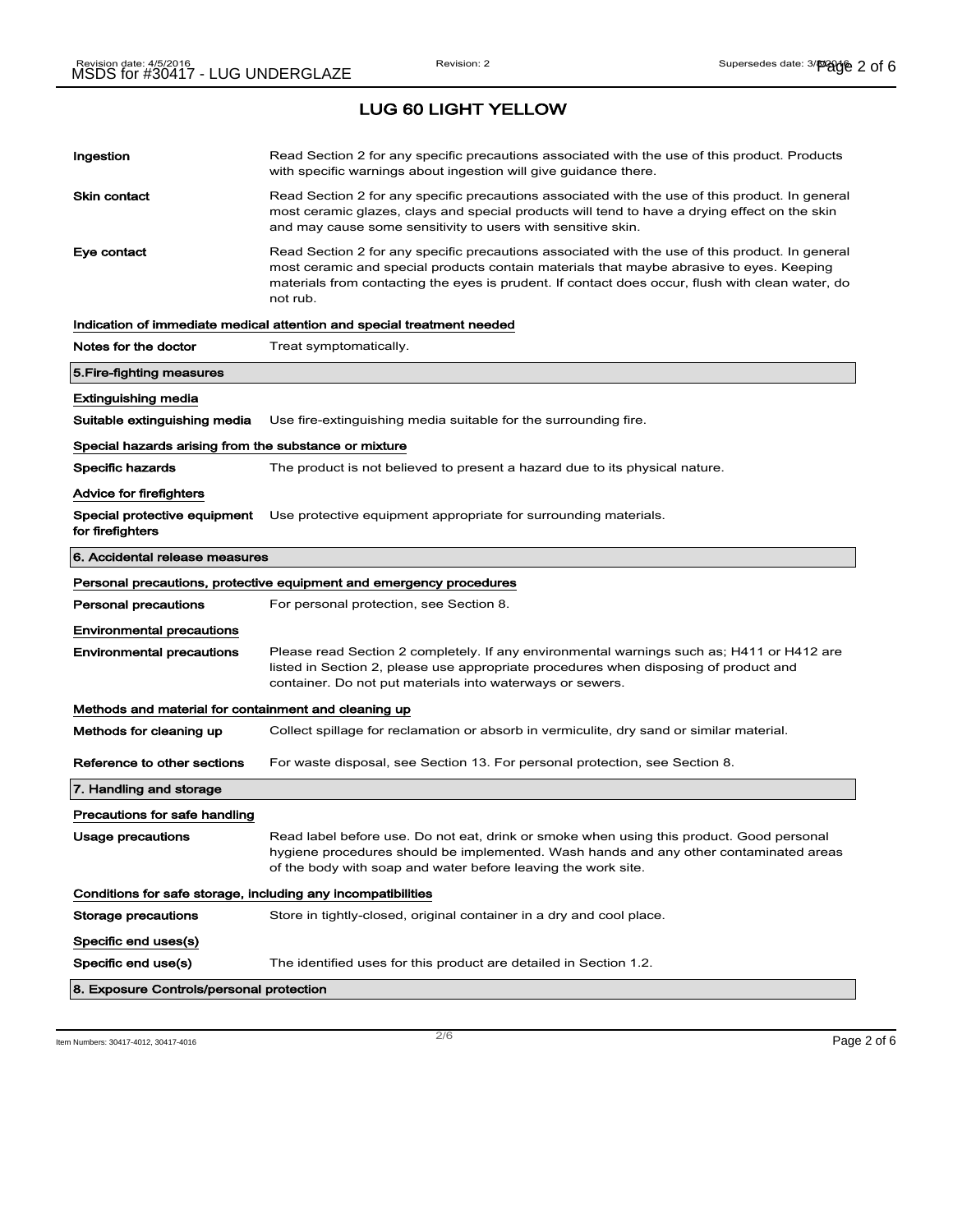## LUG 60 LIGHT YELLOW

| | |
|---|---|
| **Ingestion** | Read Section 2 for any specific precautions associated with the use of this product. Products with specific warnings about ingestion will give guidance there. |
| **Skin contact** | Read Section 2 for any specific precautions associated with the use of this product. In general most ceramic glazes, clays and special products will tend to have a drying effect on the skin and may cause some sensitivity to users with sensitive skin. |
| **Eye contact** | Read Section 2 for any specific precautions associated with the use of this product. In general most ceramic and special products contain materials that maybe abrasive to eyes. Keeping materials from contacting the eyes is prudent. If contact does occur, flush with clean water, do not rub. |

**Indication of immediate medical attention and special treatment needed**

| | |
|---|---|
| **Notes for the doctor** | Treat symptomatically. |

### 5.Fire-fighting measures

**Extinguishing media**

| | |
|---|---|
| **Suitable extinguishing media** | Use fire-extinguishing media suitable for the surrounding fire. |

**Special hazards arising from the substance or mixture**

| | |
|---|---|
| **Specific hazards** | The product is not believed to present a hazard due to its physical nature. |

**Advice for firefighters**

| | |
|---|---|
| **Special protective equipment for firefighters** | Use protective equipment appropriate for surrounding materials. |

### 6. Accidental release measures

**Personal precautions, protective equipment and emergency procedures**

| | |
|---|---|
| **Personal precautions** | For personal protection, see Section 8. |

**Environmental precautions**

| | |
|---|---|
| **Environmental precautions** | Please read Section 2 completely. If any environmental warnings such as; H411 or H412 are listed in Section 2, please use appropriate procedures when disposing of product and container. Do not put materials into waterways or sewers. |

**Methods and material for containment and cleaning up**

| | |
|---|---|
| **Methods for cleaning up** | Collect spillage for reclamation or absorb in vermiculite, dry sand or similar material. |
| **Reference to other sections** | For waste disposal, see Section 13. For personal protection, see Section 8. |

### 7. Handling and storage

**Precautions for safe handling**

| | |
|---|---|
| **Usage precautions** | Read label before use. Do not eat, drink or smoke when using this product. Good personal hygiene procedures should be implemented. Wash hands and any other contaminated areas of the body with soap and water before leaving the work site. |

**Conditions for safe storage, including any incompatibilities**

| | |
|---|---|
| **Storage precautions** | Store in tightly-closed, original container in a dry and cool place. |

**Specific end uses(s)**

| | |
|---|---|
| **Specific end use(s)** | The identified uses for this product are detailed in Section 1.2. |

### 8. Exposure Controls/personal protection

Item Numbers: 30417-4012, 30417-4016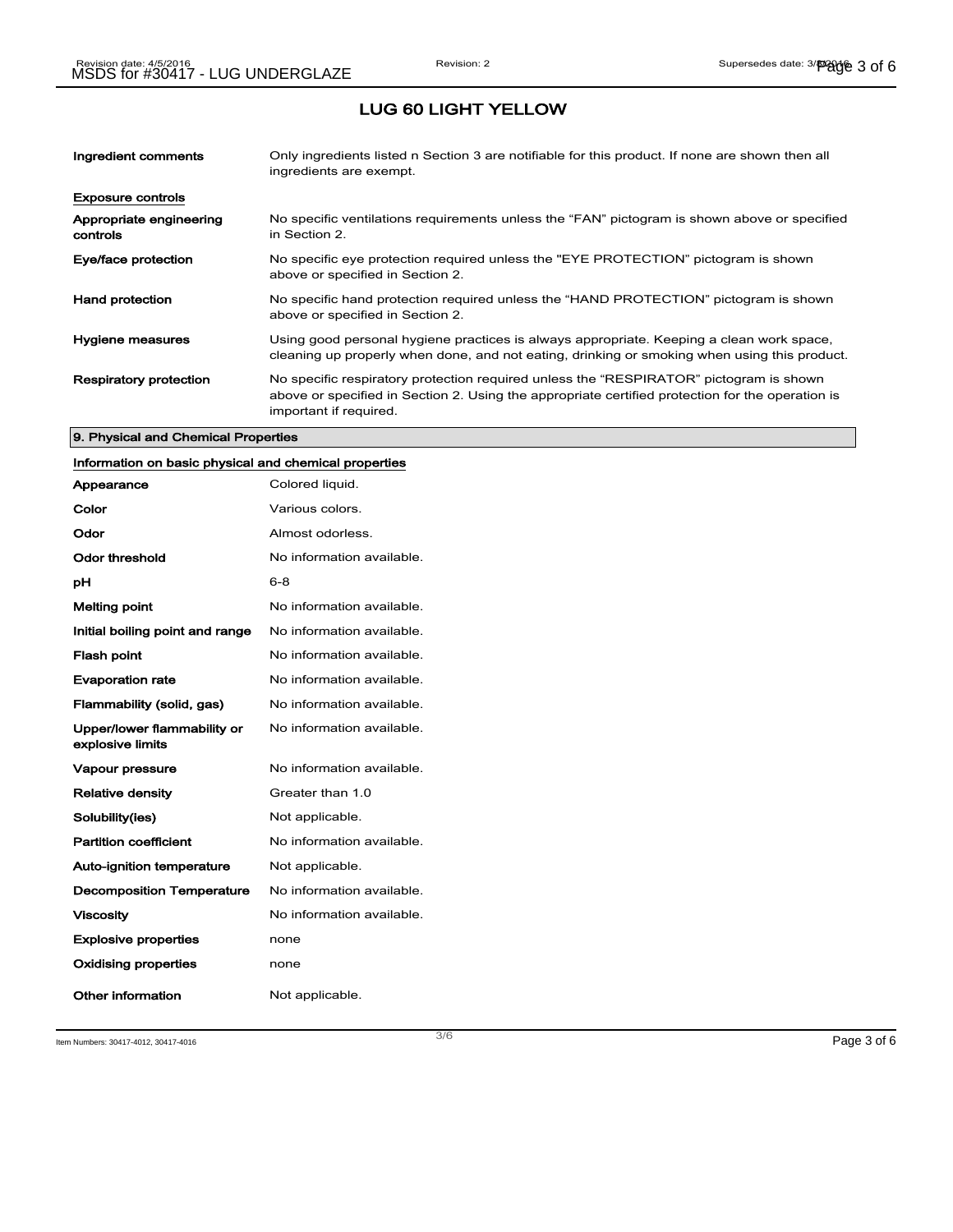## LUG 60 LIGHT YELLOW

| | |
|---|---|
| **Ingredient comments** | Only ingredients listed n Section 3 are notifiable for this product. If none are shown then all ingredients are exempt. |

### Exposure controls

| | |
|---|---|
| **Appropriate engineering controls** | No specific ventilations requirements unless the "FAN" pictogram is shown above or specified in Section 2. |
| **Eye/face protection** | No specific eye protection required unless the "EYE PROTECTION" pictogram is shown above or specified in Section 2. |
| **Hand protection** | No specific hand protection required unless the "HAND PROTECTION" pictogram is shown above or specified in Section 2. |
| **Hygiene measures** | Using good personal hygiene practices is always appropriate. Keeping a clean work space, cleaning up properly when done, and not eating, drinking or smoking when using this product. |
| **Respiratory protection** | No specific respiratory protection required unless the "RESPIRATOR" pictogram is shown above or specified in Section 2. Using the appropriate certified protection for the operation is important if required. |

## 9. Physical and Chemical Properties

### Information on basic physical and chemical properties

| | |
|---|---|
| **Appearance** | Colored liquid. |
| **Color** | Various colors. |
| **Odor** | Almost odorless. |
| **Odor threshold** | No information available. |
| **pH** | 6-8 |
| **Melting point** | No information available. |
| **Initial boiling point and range** | No information available. |
| **Flash point** | No information available. |
| **Evaporation rate** | No information available. |
| **Flammability (solid, gas)** | No information available. |
| **Upper/lower flammability or explosive limits** | No information available. |
| **Vapour pressure** | No information available. |
| **Relative density** | Greater than 1.0 |
| **Solubility(ies)** | Not applicable. |
| **Partition coefficient** | No information available. |
| **Auto-ignition temperature** | Not applicable. |
| **Decomposition Temperature** | No information available. |
| **Viscosity** | No information available. |
| **Explosive properties** | none |
| **Oxidising properties** | none |
| **Other information** | Not applicable. |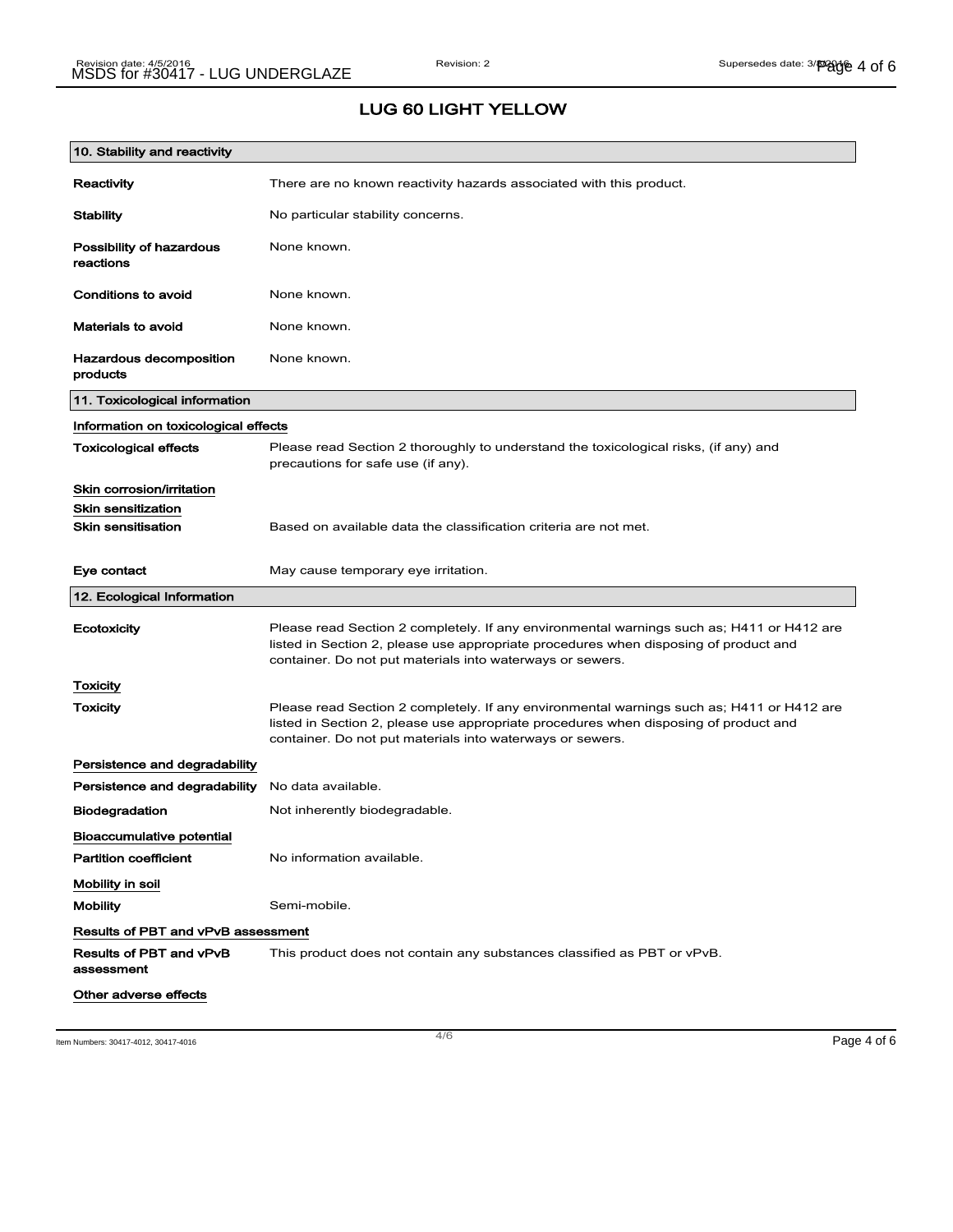# LUG 60 LIGHT YELLOW

## 10. Stability and reactivity

| | |
|---|---|
| **Reactivity** | There are no known reactivity hazards associated with this product. |
| **Stability** | No particular stability concerns. |
| **Possibility of hazardous reactions** | None known. |
| **Conditions to avoid** | None known. |
| **Materials to avoid** | None known. |
| **Hazardous decomposition products** | None known. |

## 11. Toxicological information

### Information on toxicological effects

| | |
|---|---|
| **Toxicological effects** | Please read Section 2 thoroughly to understand the toxicological risks, (if any) and precautions for safe use (if any). |

### Skin corrosion/irritation

### Skin sensitization

| | |
|---|---|
| **Skin sensitisation** | Based on available data the classification criteria are not met. |
| **Eye contact** | May cause temporary eye irritation. |

## 12. Ecological Information

| | |
|---|---|
| **Ecotoxicity** | Please read Section 2 completely. If any environmental warnings such as; H411 or H412 are listed in Section 2, please use appropriate procedures when disposing of product and container. Do not put materials into waterways or sewers. |

### Toxicity

| | |
|---|---|
| **Toxicity** | Please read Section 2 completely. If any environmental warnings such as; H411 or H412 are listed in Section 2, please use appropriate procedures when disposing of product and container. Do not put materials into waterways or sewers. |

### Persistence and degradability

| | |
|---|---|
| **Persistence and degradability** | No data available. |
| **Biodegradation** | Not inherently biodegradable. |

### Bioaccumulative potential

| | |
|---|---|
| **Partition coefficient** | No information available. |

### Mobility in soil

| | |
|---|---|
| **Mobility** | Semi-mobile. |

### Results of PBT and vPvB assessment

| | |
|---|---|
| **Results of PBT and vPvB assessment** | This product does not contain any substances classified as PBT or vPvB. |

### Other adverse effects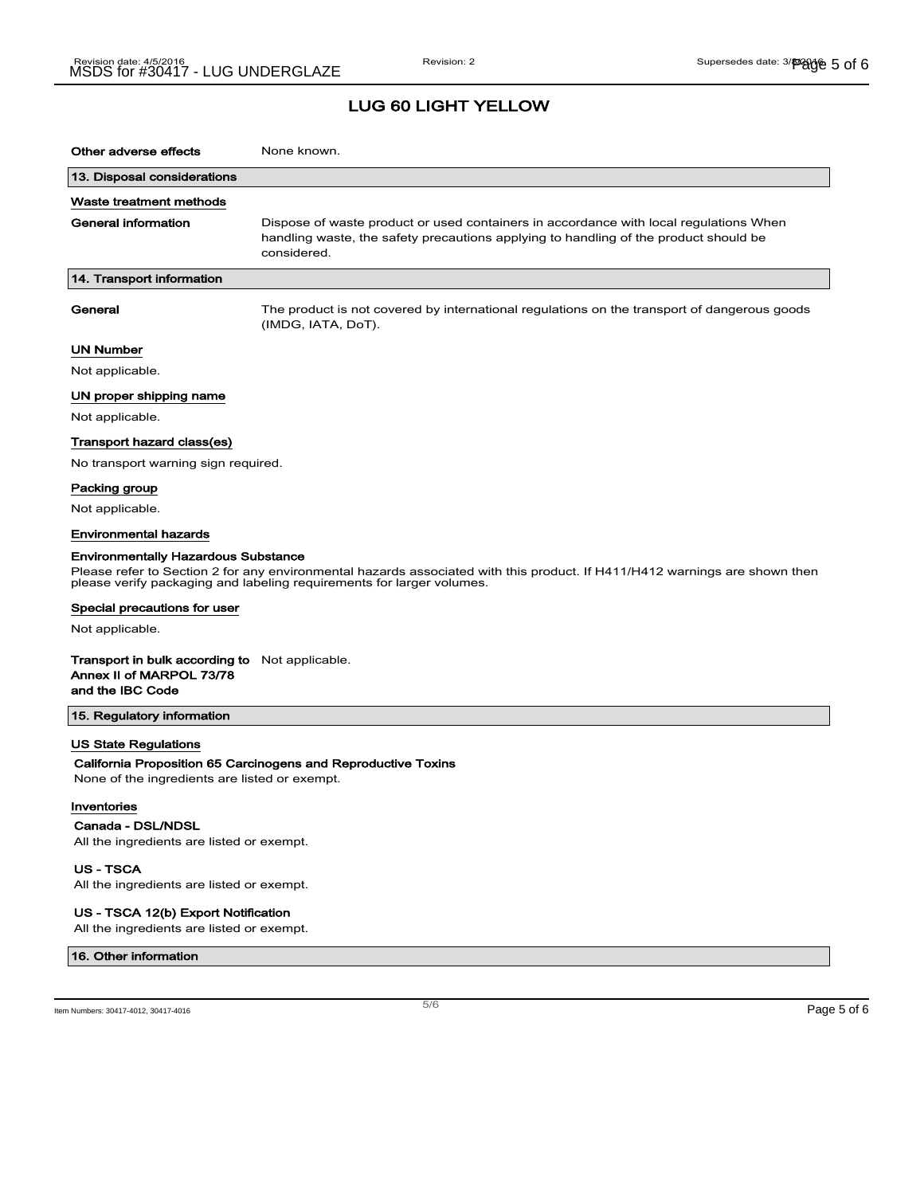# LUG 60 LIGHT YELLOW

**Other adverse effects** None known.

## 13. Disposal considerations

### Waste treatment methods

**General information** Dispose of waste product or used containers in accordance with local regulations When handling waste, the safety precautions applying to handling of the product should be considered.

## 14. Transport information

**General** The product is not covered by international regulations on the transport of dangerous goods (IMDG, IATA, DoT).

### UN Number

Not applicable.

### UN proper shipping name

Not applicable.

### Transport hazard class(es)

No transport warning sign required.

### Packing group

Not applicable.

### Environmental hazards

**Environmentally Hazardous Substance**

Please refer to Section 2 for any environmental hazards associated with this product. If H411/H412 warnings are shown then please verify packaging and labeling requirements for larger volumes.

### Special precautions for user

Not applicable.

**Transport in bulk according to Annex II of MARPOL 73/78 and the IBC Code** Not applicable.

## 15. Regulatory information

### US State Regulations

**California Proposition 65 Carcinogens and Reproductive Toxins**

None of the ingredients are listed or exempt.

### Inventories

**Canada - DSL/NDSL**

All the ingredients are listed or exempt.

**US - TSCA**

All the ingredients are listed or exempt.

**US - TSCA 12(b) Export Notification**

All the ingredients are listed or exempt.

## 16. Other information

Item Numbers: 30417-4012, 30417-4016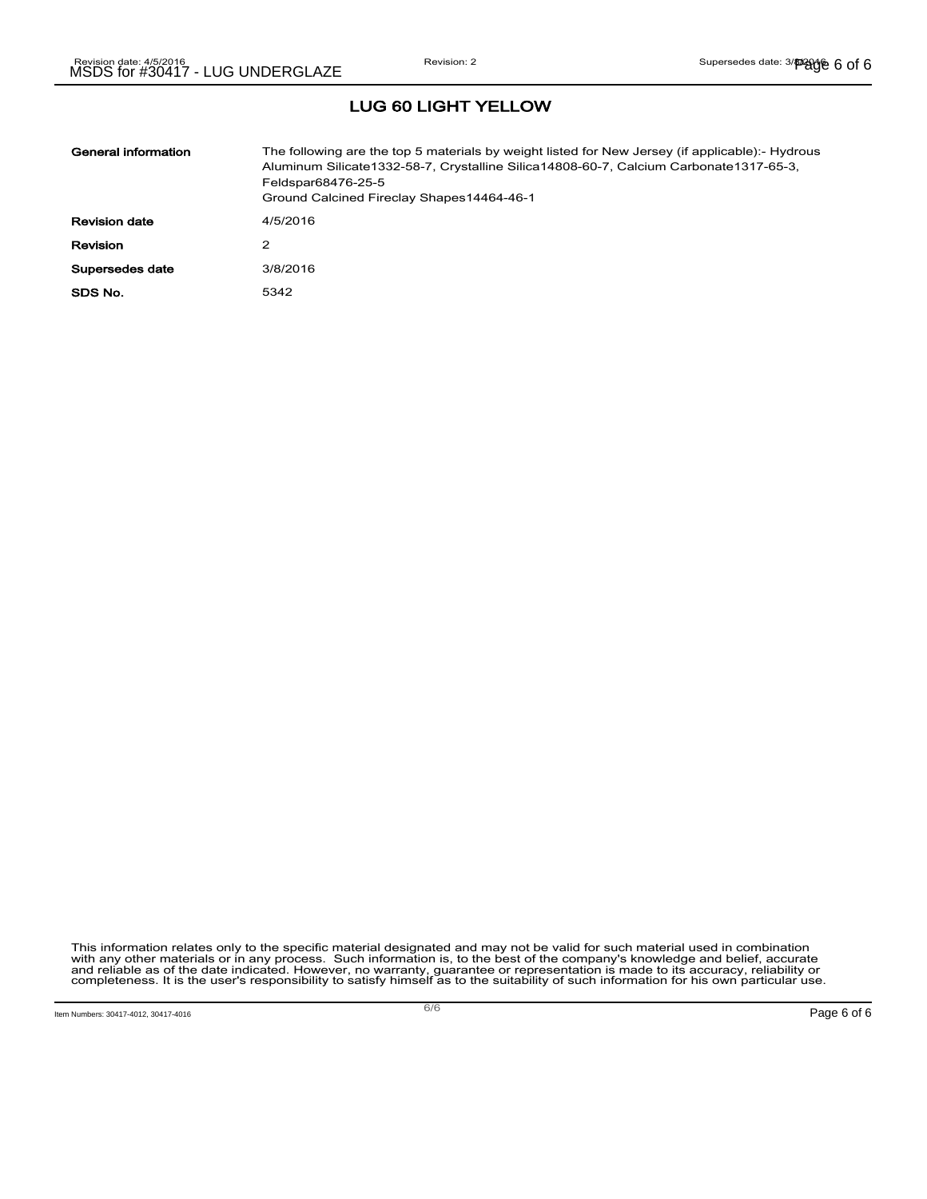# LUG 60 LIGHT YELLOW

| | |
|---|---|
| **General information** | The following are the top 5 materials by weight listed for New Jersey (if applicable):- Hydrous Aluminum Silicate1332-58-7, Crystalline Silica14808-60-7, Calcium Carbonate1317-65-3, Feldspar68476-25-5<br>Ground Calcined Fireclay Shapes14464-46-1 |
| **Revision date** | 4/5/2016 |
| **Revision** | 2 |
| **Supersedes date** | 3/8/2016 |
| **SDS No.** | 5342 |

This information relates only to the specific material designated and may not be valid for such material used in combination with any other materials or in any process. Such information is, to the best of the company's knowledge and belief, accurate and reliable as of the date indicated. However, no warranty, guarantee or representation is made to its accuracy, reliability or completeness. It is the user's responsibility to satisfy himself as to the suitability of such information for his own particular use.

Item Numbers: 30417-4012, 30417-4016